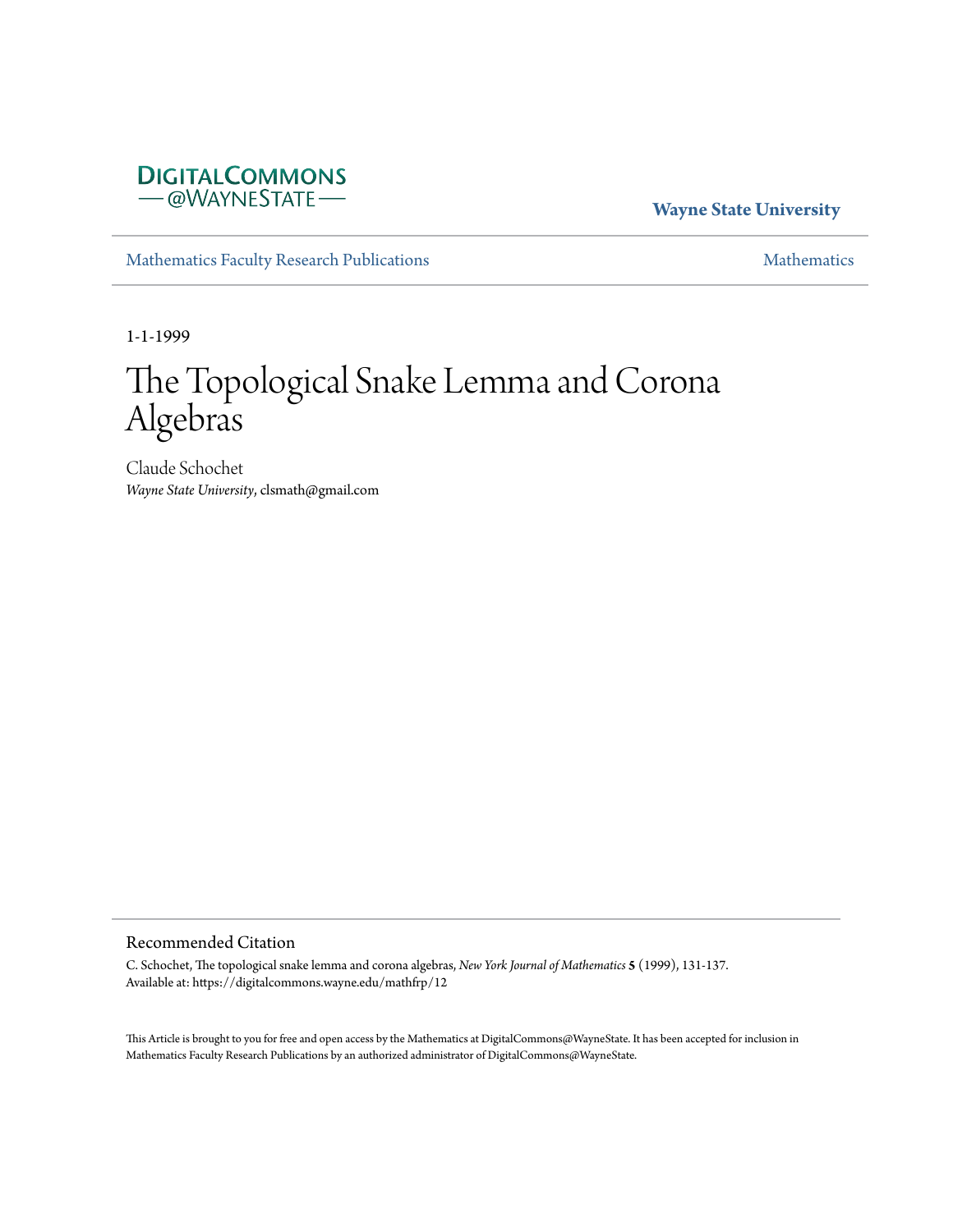DIGITALCOMMONS
— @WAYNESTATE —

**Wayne State University**

Mathematics Faculty Research Publications — Mathematics

1-1-1999

# The Topological Snake Lemma and Corona Algebras

Claude Schochet
*Wayne State University*, clsmath@gmail.com

## Recommended Citation

C. Schochet, The topological snake lemma and corona algebras, *New York Journal of Mathematics* **5** (1999), 131-137.
Available at: https://digitalcommons.wayne.edu/mathfrp/12

This Article is brought to you for free and open access by the Mathematics at DigitalCommons@WayneState. It has been accepted for inclusion in Mathematics Faculty Research Publications by an authorized administrator of DigitalCommons@WayneState.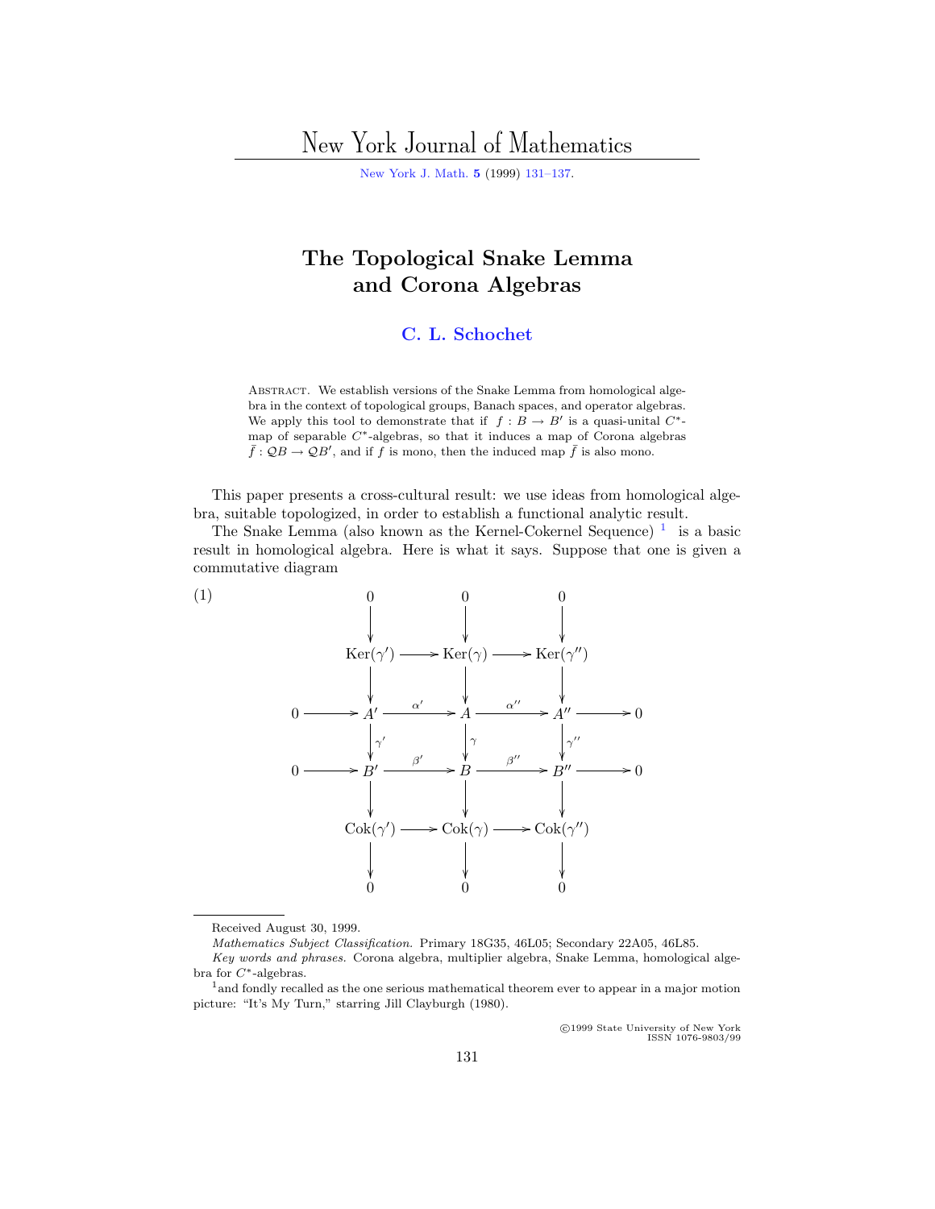# New York Journal of Mathematics

New York J. Math. **5** (1999) 131–137.

# The Topological Snake Lemma and Corona Algebras

**C. L. Schochet**

Abstract. We establish versions of the Snake Lemma from homological algebra in the context of topological groups, Banach spaces, and operator algebras. We apply this tool to demonstrate that if $f : B \to B'$ is a quasi-unital $C^*$-map of separable $C^*$-algebras, so that it induces a map of Corona algebras $\bar{f} : \mathcal{Q}B \to \mathcal{Q}B'$, and if $f$ is mono, then the induced map $\bar{f}$ is also mono.

This paper presents a cross-cultural result: we use ideas from homological algebra, suitable topologized, in order to establish a functional analytic result.

The Snake Lemma (also known as the Kernel-Cokernel Sequence) [1] is a basic result in homological algebra. Here is what it says. Suppose that one is given a commutative diagram

$$
\begin{array}{ccccccccc}
 & & 0 & & 0 & & 0 & & \\
 & & \downarrow & & \downarrow & & \downarrow & & \\
 & & \mathrm{Ker}(\gamma') & \longrightarrow & \mathrm{Ker}(\gamma) & \longrightarrow & \mathrm{Ker}(\gamma'') & & \\
 & & \downarrow & & \downarrow & & \downarrow & & \\
0 & \longrightarrow & A' & \xrightarrow{\alpha'} & A & \xrightarrow{\alpha''} & A'' & \longrightarrow & 0 \\
 & & \downarrow{\scriptstyle \gamma'} & & \downarrow{\scriptstyle \gamma} & & \downarrow{\scriptstyle \gamma''} & & \\
0 & \longrightarrow & B' & \xrightarrow{\beta'} & B & \xrightarrow{\beta''} & B'' & \longrightarrow & 0 \\
 & & \downarrow & & \downarrow & & \downarrow & & \\
 & & \mathrm{Cok}(\gamma') & \longrightarrow & \mathrm{Cok}(\gamma) & \longrightarrow & \mathrm{Cok}(\gamma'') & & \\
 & & \downarrow & & \downarrow & & \downarrow & & \\
 & & 0 & & 0 & & 0 & &
\end{array} \tag{1}
$$

Received August 30, 1999.

*Mathematics Subject Classification.* Primary 18G35, 46L05; Secondary 22A05, 46L85.

*Key words and phrases.* Corona algebra, multiplier algebra, Snake Lemma, homological algebra for $C^*$-algebras.

[1] and fondly recalled as the one serious mathematical theorem ever to appear in a major motion picture: "It's My Turn," starring Jill Clayburgh (1980).

©1999 State University of New York
ISSN 1076-9803/99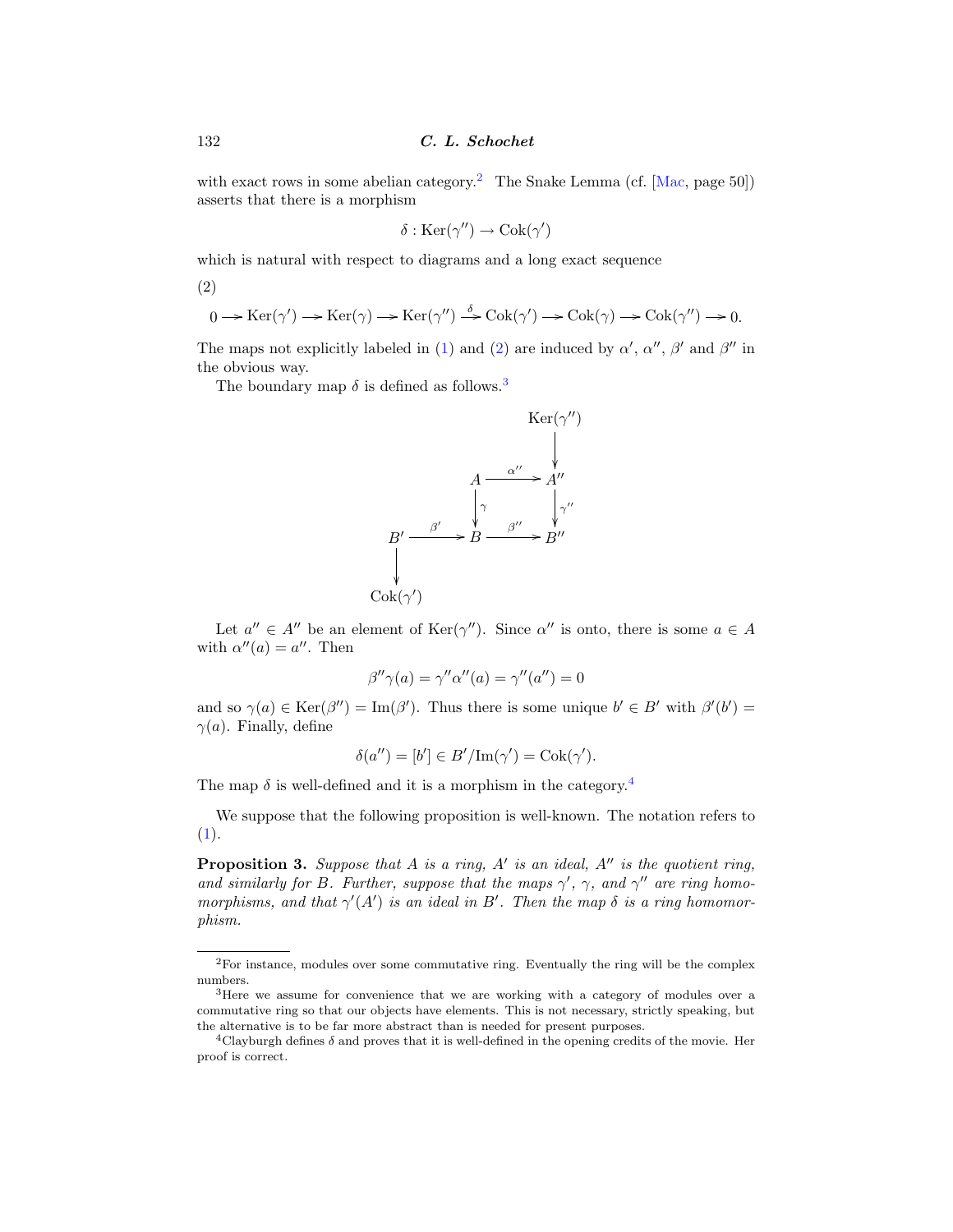with exact rows in some abelian category.[2] The Snake Lemma (cf. [Mac, page 50]) asserts that there is a morphism

$$\delta : \mathrm{Ker}(\gamma'') \to \mathrm{Cok}(\gamma')$$

which is natural with respect to diagrams and a long exact sequence

(2)

$$0 \longrightarrow \mathrm{Ker}(\gamma') \longrightarrow \mathrm{Ker}(\gamma) \longrightarrow \mathrm{Ker}(\gamma'') \xrightarrow{\delta} \mathrm{Cok}(\gamma') \longrightarrow \mathrm{Cok}(\gamma) \longrightarrow \mathrm{Cok}(\gamma'') \longrightarrow 0.$$

The maps not explicitly labeled in (1) and (2) are induced by $\alpha'$, $\alpha''$, $\beta'$ and $\beta''$ in the obvious way.

The boundary map $\delta$ is defined as follows.[3]

$$\begin{array}{ccccc}
 & & & & \mathrm{Ker}(\gamma'') \\
 & & & & \downarrow \\
 & & A & \xrightarrow{\alpha''} & A'' \\
 & & \downarrow{\scriptstyle\gamma} & & \downarrow{\scriptstyle\gamma''} \\
B' & \xrightarrow{\beta'} & B & \xrightarrow{\beta''} & B'' \\
\downarrow & & & & \\
\mathrm{Cok}(\gamma') & & & &
\end{array}$$

Let $a'' \in A''$ be an element of $\mathrm{Ker}(\gamma'')$. Since $\alpha''$ is onto, there is some $a \in A$ with $\alpha''(a) = a''$. Then

$$\beta''\gamma(a) = \gamma''\alpha''(a) = \gamma''(a'') = 0$$

and so $\gamma(a) \in \mathrm{Ker}(\beta'') = \mathrm{Im}(\beta')$. Thus there is some unique $b' \in B'$ with $\beta'(b') = \gamma(a)$. Finally, define

$$\delta(a'') = [b'] \in B'/\mathrm{Im}(\gamma') = \mathrm{Cok}(\gamma').$$

The map $\delta$ is well-defined and it is a morphism in the category.[4]

We suppose that the following proposition is well-known. The notation refers to (1).

**Proposition 3.** *Suppose that $A$ is a ring, $A'$ is an ideal, $A''$ is the quotient ring, and similarly for $B$. Further, suppose that the maps $\gamma'$, $\gamma$, and $\gamma''$ are ring homomorphisms, and that $\gamma'(A')$ is an ideal in $B'$. Then the map $\delta$ is a ring homomorphism.*

---

[2] For instance, modules over some commutative ring. Eventually the ring will be the complex numbers.

[3] Here we assume for convenience that we are working with a category of modules over a commutative ring so that our objects have elements. This is not necessary, strictly speaking, but the alternative is to be far more abstract than is needed for present purposes.

[4] Clayburgh defines $\delta$ and proves that it is well-defined in the opening credits of the movie. Her proof is correct.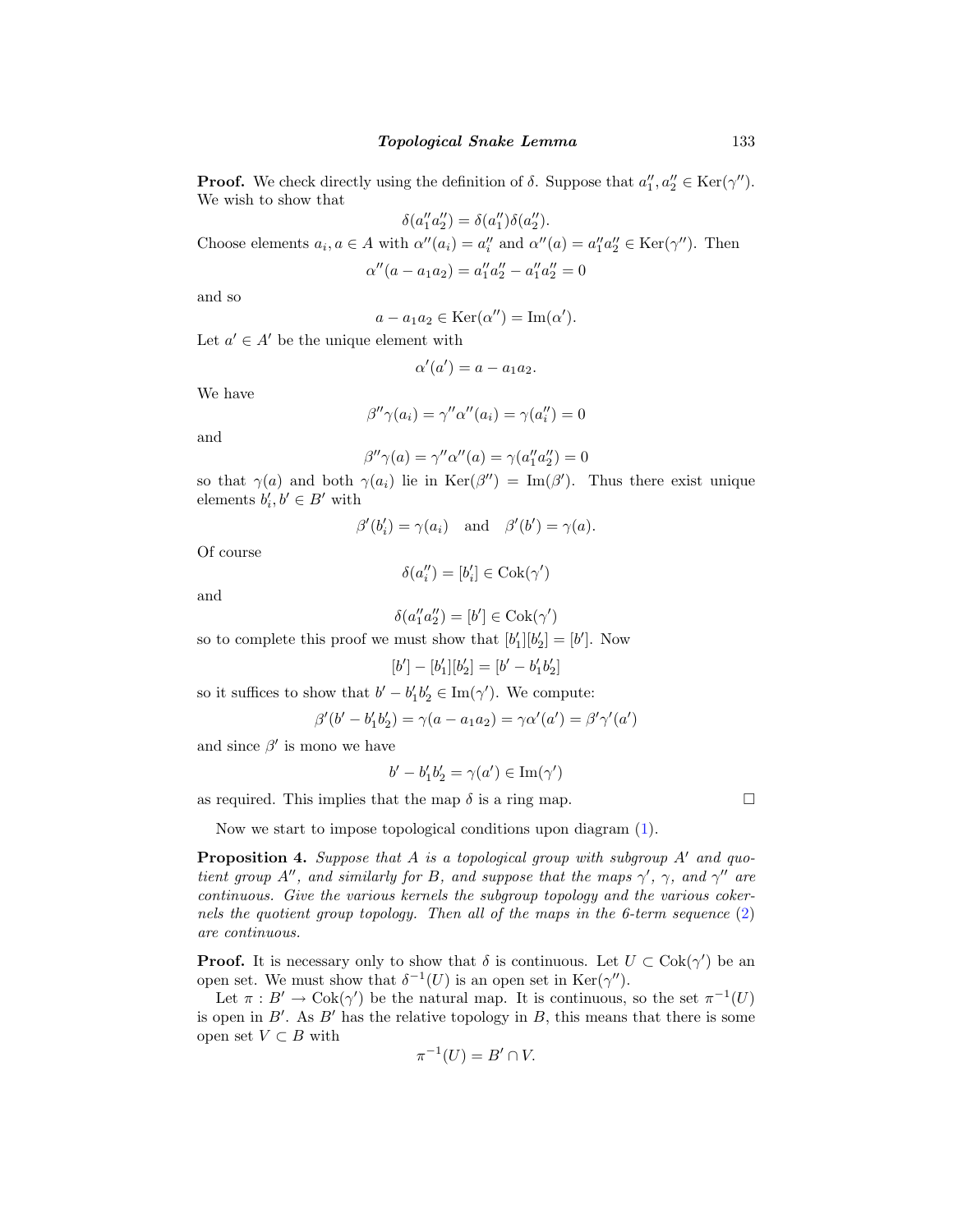**Proof.** We check directly using the definition of $\delta$. Suppose that $a_1'', a_2'' \in \operatorname{Ker}(\gamma'')$. We wish to show that

$$\delta(a_1''a_2'') = \delta(a_1'')\delta(a_2'').$$

Choose elements $a_i, a \in A$ with $\alpha''(a_i) = a_i''$ and $\alpha''(a) = a_1''a_2'' \in \operatorname{Ker}(\gamma'')$. Then

$$\alpha''(a - a_1a_2) = a_1''a_2'' - a_1''a_2'' = 0$$

and so

$$a - a_1a_2 \in \operatorname{Ker}(\alpha'') = \operatorname{Im}(\alpha').$$

Let $a' \in A'$ be the unique element with

$$\alpha'(a') = a - a_1a_2.$$

We have

$$\beta''\gamma(a_i) = \gamma''\alpha''(a_i) = \gamma(a_i'') = 0$$

and

$$\beta''\gamma(a) = \gamma''\alpha''(a) = \gamma(a_1''a_2'') = 0$$

so that $\gamma(a)$ and both $\gamma(a_i)$ lie in $\operatorname{Ker}(\beta'') = \operatorname{Im}(\beta')$. Thus there exist unique elements $b_i', b' \in B'$ with

$$\beta'(b_i') = \gamma(a_i) \quad \text{and} \quad \beta'(b') = \gamma(a).$$

Of course

$$\delta(a_i'') = [b_i'] \in \operatorname{Cok}(\gamma')$$

and

$$\delta(a_1''a_2'') = [b'] \in \operatorname{Cok}(\gamma')$$

so to complete this proof we must show that $[b_1'][b_2'] = [b']$. Now

$$[b'] - [b_1'][b_2'] = [b' - b_1'b_2']$$

so it suffices to show that $b' - b_1'b_2' \in \operatorname{Im}(\gamma')$. We compute:

$$\beta'(b' - b_1'b_2') = \gamma(a - a_1a_2) = \gamma\alpha'(a') = \beta'\gamma'(a')$$

and since $\beta'$ is mono we have

$$b' - b_1'b_2' = \gamma(a') \in \operatorname{Im}(\gamma')$$

as required. This implies that the map $\delta$ is a ring map. $\square$

Now we start to impose topological conditions upon diagram (1).

**Proposition 4.** *Suppose that $A$ is a topological group with subgroup $A'$ and quotient group $A''$, and similarly for $B$, and suppose that the maps $\gamma'$, $\gamma$, and $\gamma''$ are continuous. Give the various kernels the subgroup topology and the various cokernels the quotient group topology. Then all of the maps in the 6-term sequence (2) are continuous.*

**Proof.** It is necessary only to show that $\delta$ is continuous. Let $U \subset \operatorname{Cok}(\gamma')$ be an open set. We must show that $\delta^{-1}(U)$ is an open set in $\operatorname{Ker}(\gamma'')$.

Let $\pi : B' \to \operatorname{Cok}(\gamma')$ be the natural map. It is continuous, so the set $\pi^{-1}(U)$ is open in $B'$. As $B'$ has the relative topology in $B$, this means that there is some open set $V \subset B$ with

$$\pi^{-1}(U) = B' \cap V.$$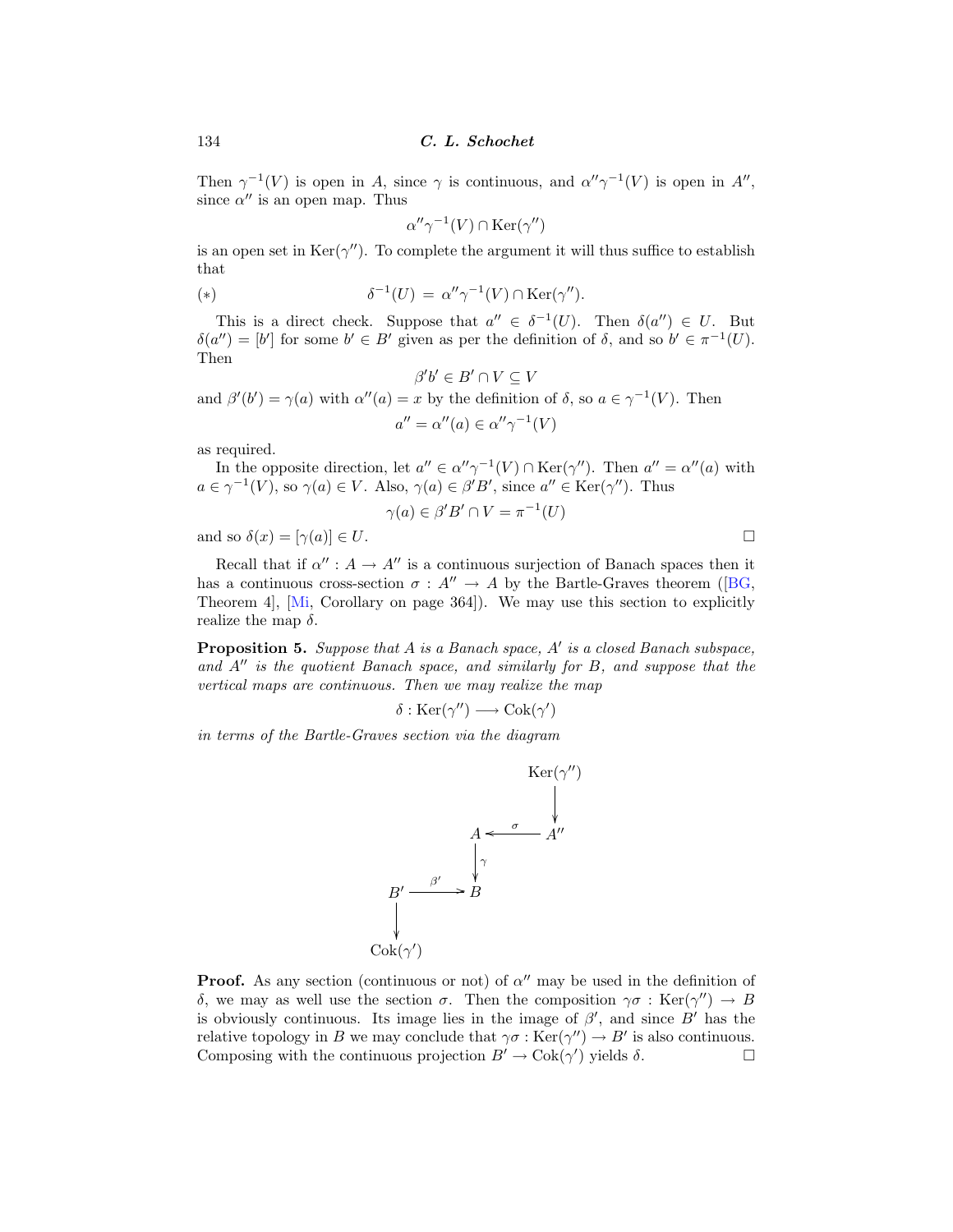Then $\gamma^{-1}(V)$ is open in $A$, since $\gamma$ is continuous, and $\alpha''\gamma^{-1}(V)$ is open in $A''$, since $\alpha''$ is an open map. Thus

$$\alpha''\gamma^{-1}(V) \cap \mathrm{Ker}(\gamma'')$$

is an open set in $\mathrm{Ker}(\gamma'')$. To complete the argument it will thus suffice to establish that

$$(*) \qquad \delta^{-1}(U) \,=\, \alpha''\gamma^{-1}(V) \cap \mathrm{Ker}(\gamma'').$$

This is a direct check. Suppose that $a'' \in \delta^{-1}(U)$. Then $\delta(a'') \in U$. But $\delta(a'') = [b']$ for some $b' \in B'$ given as per the definition of $\delta$, and so $b' \in \pi^{-1}(U)$. Then

$$\beta' b' \in B' \cap V \subseteq V$$

and $\beta'(b') = \gamma(a)$ with $\alpha''(a) = x$ by the definition of $\delta$, so $a \in \gamma^{-1}(V)$. Then

$$a'' = \alpha''(a) \in \alpha''\gamma^{-1}(V)$$

as required.

In the opposite direction, let $a'' \in \alpha''\gamma^{-1}(V) \cap \mathrm{Ker}(\gamma'')$. Then $a'' = \alpha''(a)$ with $a \in \gamma^{-1}(V)$, so $\gamma(a) \in V$. Also, $\gamma(a) \in \beta' B'$, since $a'' \in \mathrm{Ker}(\gamma'')$. Thus

$$\gamma(a) \in \beta' B' \cap V = \pi^{-1}(U)$$

and so $\delta(x) = [\gamma(a)] \in U$. □

Recall that if $\alpha'' : A \to A''$ is a continuous surjection of Banach spaces then it has a continuous cross-section $\sigma : A'' \to A$ by the Bartle-Graves theorem ([BG, Theorem 4], [Mi, Corollary on page 364]). We may use this section to explicitly realize the map $\delta$.

**Proposition 5.** *Suppose that $A$ is a Banach space, $A'$ is a closed Banach subspace, and $A''$ is the quotient Banach space, and similarly for $B$, and suppose that the vertical maps are continuous. Then we may realize the map*

$$\delta : \mathrm{Ker}(\gamma'') \longrightarrow \mathrm{Cok}(\gamma')$$

*in terms of the Bartle-Graves section via the diagram*

$$\begin{array}{ccccc}
 & & & & \mathrm{Ker}(\gamma'') \\
 & & & & \downarrow \\
 & & A & \xleftarrow{\ \sigma\ } & A'' \\
 & & \downarrow{\scriptstyle \gamma} & & \\
B' & \xrightarrow{\ \beta'\ } & B & & \\
\downarrow & & & & \\
\mathrm{Cok}(\gamma') & & & &
\end{array}$$

**Proof.** As any section (continuous or not) of $\alpha''$ may be used in the definition of $\delta$, we may as well use the section $\sigma$. Then the composition $\gamma\sigma : \mathrm{Ker}(\gamma'') \to B$ is obviously continuous. Its image lies in the image of $\beta'$, and since $B'$ has the relative topology in $B$ we may conclude that $\gamma\sigma : \mathrm{Ker}(\gamma'') \to B'$ is also continuous. Composing with the continuous projection $B' \to \mathrm{Cok}(\gamma')$ yields $\delta$. □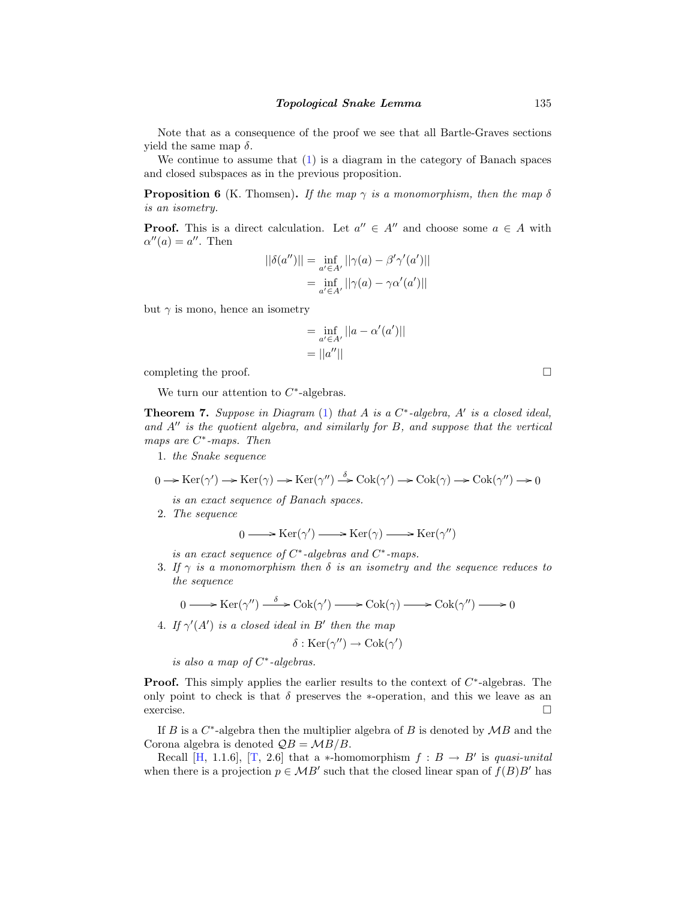Note that as a consequence of the proof we see that all Bartle-Graves sections yield the same map $\delta$.

We continue to assume that (1) is a diagram in the category of Banach spaces and closed subspaces as in the previous proposition.

**Proposition 6** (K. Thomsen)**.** *If the map $\gamma$ is a monomorphism, then the map $\delta$ is an isometry.*

**Proof.** This is a direct calculation. Let $a'' \in A''$ and choose some $a \in A$ with $\alpha''(a) = a''$. Then

$$\begin{aligned} ||\delta(a'')|| &= \inf_{a' \in A'} ||\gamma(a) - \beta'\gamma'(a')|| \\ &= \inf_{a' \in A'} ||\gamma(a) - \gamma\alpha'(a')|| \end{aligned}$$

but $\gamma$ is mono, hence an isometry

$$\begin{aligned} &= \inf_{a' \in A'} ||a - \alpha'(a')|| \\ &= ||a''|| \end{aligned}$$

completing the proof. □

We turn our attention to $C^*$-algebras.

**Theorem 7.** *Suppose in Diagram (1) that $A$ is a $C^*$-algebra, $A'$ is a closed ideal, and $A''$ is the quotient algebra, and similarly for $B$, and suppose that the vertical maps are $C^*$-maps. Then*

1. *the Snake sequence*

$$0 \longrightarrow \mathrm{Ker}(\gamma') \longrightarrow \mathrm{Ker}(\gamma) \longrightarrow \mathrm{Ker}(\gamma'') \xrightarrow{\delta} \mathrm{Cok}(\gamma') \longrightarrow \mathrm{Cok}(\gamma) \longrightarrow \mathrm{Cok}(\gamma'') \longrightarrow 0$$

   *is an exact sequence of Banach spaces.*

2. *The sequence*

$$0 \longrightarrow \mathrm{Ker}(\gamma') \longrightarrow \mathrm{Ker}(\gamma) \longrightarrow \mathrm{Ker}(\gamma'')$$

   *is an exact sequence of $C^*$-algebras and $C^*$-maps.*

3. *If $\gamma$ is a monomorphism then $\delta$ is an isometry and the sequence reduces to the sequence*

$$0 \longrightarrow \mathrm{Ker}(\gamma'') \xrightarrow{\delta} \mathrm{Cok}(\gamma') \longrightarrow \mathrm{Cok}(\gamma) \longrightarrow \mathrm{Cok}(\gamma'') \longrightarrow 0$$

4. *If $\gamma'(A')$ is a closed ideal in $B'$ then the map*

$$\delta : \mathrm{Ker}(\gamma'') \to \mathrm{Cok}(\gamma')$$

   *is also a map of $C^*$-algebras.*

**Proof.** This simply applies the earlier results to the context of $C^*$-algebras. The only point to check is that $\delta$ preserves the $*$-operation, and this we leave as an exercise. □

If $B$ is a $C^*$-algebra then the multiplier algebra of $B$ is denoted by $\mathcal{M}B$ and the Corona algebra is denoted $\mathcal{Q}B = \mathcal{M}B/B$.

Recall [H, 1.1.6], [T, 2.6] that a $*$-homomorphism $f : B \to B'$ is *quasi-unital* when there is a projection $p \in \mathcal{M}B'$ such that the closed linear span of $f(B)B'$ has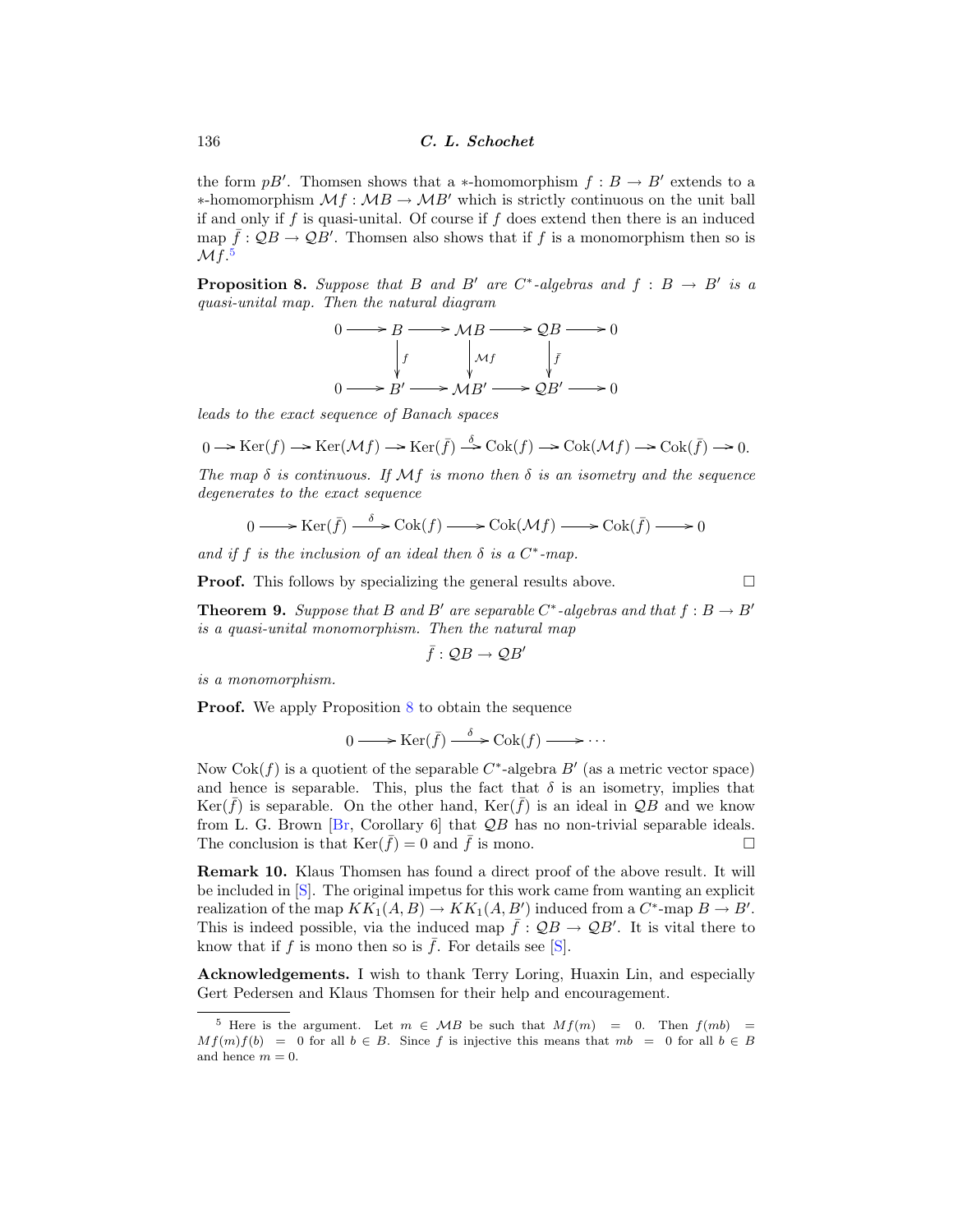the form $pB'$. Thomsen shows that a $*$-homomorphism $f : B \to B'$ extends to a $*$-homomorphism $\mathcal{M}f : \mathcal{M}B \to \mathcal{M}B'$ which is strictly continuous on the unit ball if and only if $f$ is quasi-unital. Of course if $f$ does extend then there is an induced map $\bar{f} : \mathcal{Q}B \to \mathcal{Q}B'$. Thomsen also shows that if $f$ is a monomorphism then so is $\mathcal{M}f$.[5]

**Proposition 8.** *Suppose that $B$ and $B'$ are $C^*$-algebras and $f : B \to B'$ is a quasi-unital map. Then the natural diagram*

$$\begin{array}{ccccccccc} 0 & \longrightarrow & B & \longrightarrow & \mathcal{M}B & \longrightarrow & \mathcal{Q}B & \longrightarrow & 0 \\ & & \downarrow f & & \downarrow \mathcal{M}f & & \downarrow \bar{f} & & \\ 0 & \longrightarrow & B' & \longrightarrow & \mathcal{M}B' & \longrightarrow & \mathcal{Q}B' & \longrightarrow & 0 \end{array}$$

*leads to the exact sequence of Banach spaces*

$$0 \to \mathrm{Ker}(f) \to \mathrm{Ker}(\mathcal{M}f) \to \mathrm{Ker}(\bar{f}) \xrightarrow{\delta} \mathrm{Cok}(f) \to \mathrm{Cok}(\mathcal{M}f) \to \mathrm{Cok}(\bar{f}) \to 0.$$

*The map $\delta$ is continuous. If $\mathcal{M}f$ is mono then $\delta$ is an isometry and the sequence degenerates to the exact sequence*

$$0 \longrightarrow \mathrm{Ker}(\bar{f}) \xrightarrow{\delta} \mathrm{Cok}(f) \longrightarrow \mathrm{Cok}(\mathcal{M}f) \longrightarrow \mathrm{Cok}(\bar{f}) \longrightarrow 0$$

*and if $f$ is the inclusion of an ideal then $\delta$ is a $C^*$-map.*

**Proof.** This follows by specializing the general results above. □

**Theorem 9.** *Suppose that $B$ and $B'$ are separable $C^*$-algebras and that $f : B \to B'$ is a quasi-unital monomorphism. Then the natural map*

$$\bar{f} : \mathcal{Q}B \to \mathcal{Q}B'$$

*is a monomorphism.*

**Proof.** We apply Proposition 8 to obtain the sequence

$$0 \longrightarrow \mathrm{Ker}(\bar{f}) \xrightarrow{\delta} \mathrm{Cok}(f) \longrightarrow \cdots$$

Now $\mathrm{Cok}(f)$ is a quotient of the separable $C^*$-algebra $B'$ (as a metric vector space) and hence is separable. This, plus the fact that $\delta$ is an isometry, implies that $\mathrm{Ker}(\bar{f})$ is separable. On the other hand, $\mathrm{Ker}(\bar{f})$ is an ideal in $\mathcal{Q}B$ and we know from L. G. Brown [Br, Corollary 6] that $\mathcal{Q}B$ has no non-trivial separable ideals. The conclusion is that $\mathrm{Ker}(\bar{f}) = 0$ and $\bar{f}$ is mono. □

**Remark 10.** Klaus Thomsen has found a direct proof of the above result. It will be included in [S]. The original impetus for this work came from wanting an explicit realization of the map $KK_1(A, B) \to KK_1(A, B')$ induced from a $C^*$-map $B \to B'$. This is indeed possible, via the induced map $\bar{f} : \mathcal{Q}B \to \mathcal{Q}B'$. It is vital there to know that if $f$ is mono then so is $\bar{f}$. For details see [S].

**Acknowledgements.** I wish to thank Terry Loring, Huaxin Lin, and especially Gert Pedersen and Klaus Thomsen for their help and encouragement.

---

[5] Here is the argument. Let $m \in \mathcal{M}B$ be such that $Mf(m) = 0$. Then $f(mb) = Mf(m)f(b) = 0$ for all $b \in B$. Since $f$ is injective this means that $mb = 0$ for all $b \in B$ and hence $m = 0$.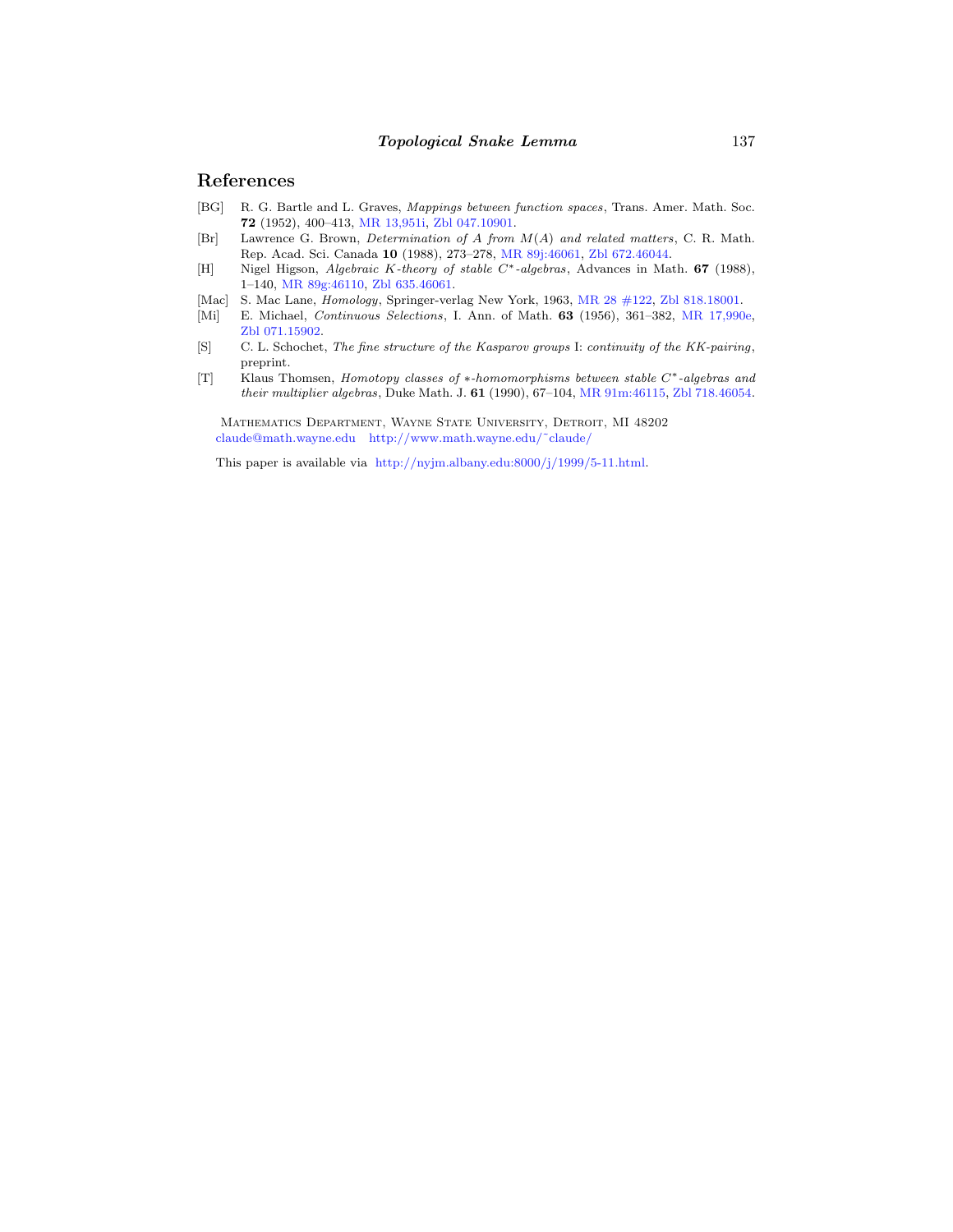## References

[BG] R. G. Bartle and L. Graves, *Mappings between function spaces*, Trans. Amer. Math. Soc. **72** (1952), 400–413, MR 13,951i, Zbl 047.10901.

[Br] Lawrence G. Brown, *Determination of A from M(A) and related matters*, C. R. Math. Rep. Acad. Sci. Canada **10** (1988), 273–278, MR 89j:46061, Zbl 672.46044.

[H] Nigel Higson, *Algebraic K-theory of stable $C^*$-algebras*, Advances in Math. **67** (1988), 1–140, MR 89g:46110, Zbl 635.46061.

[Mac] S. Mac Lane, *Homology*, Springer-verlag New York, 1963, MR 28 #122, Zbl 818.18001.

[Mi] E. Michael, *Continuous Selections*, I. Ann. of Math. **63** (1956), 361–382, MR 17,990e, Zbl 071.15902.

[S] C. L. Schochet, *The fine structure of the Kasparov groups* I: *continuity of the KK-pairing*, preprint.

[T] Klaus Thomsen, *Homotopy classes of ∗-homomorphisms between stable $C^*$-algebras and their multiplier algebras*, Duke Math. J. **61** (1990), 67–104, MR 91m:46115, Zbl 718.46054.

Mathematics Department, Wayne State University, Detroit, MI 48202
claude@math.wayne.edu http://www.math.wayne.edu/˜claude/

This paper is available via http://nyjm.albany.edu:8000/j/1999/5-11.html.